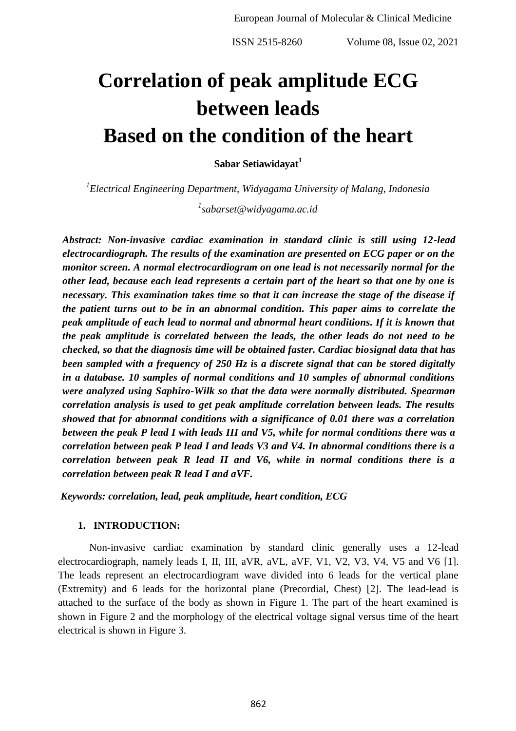# Correlation of peak amplitude ECG between leads Based on the condition of the heart

**Sabar Setiawidayat[1]**

*[1]Electrical Engineering Department, Widyagama University of Malang, Indonesia*

*[1]sabarset@widyagama.ac.id*

***Abstract:** Non-invasive cardiac examination in standard clinic is still using 12-lead electrocardiograph. The results of the examination are presented on ECG paper or on the monitor screen. A normal electrocardiogram on one lead is not necessarily normal for the other lead, because each lead represents a certain part of the heart so that one by one is necessary. This examination takes time so that it can increase the stage of the disease if the patient turns out to be in an abnormal condition. This paper aims to correlate the peak amplitude of each lead to normal and abnormal heart conditions. If it is known that the peak amplitude is correlated between the leads, the other leads do not need to be checked, so that the diagnosis time will be obtained faster. Cardiac biosignal data that has been sampled with a frequency of 250 Hz is a discrete signal that can be stored digitally in a database. 10 samples of normal conditions and 10 samples of abnormal conditions were analyzed using Saphiro-Wilk so that the data were normally distributed. Spearman correlation analysis is used to get peak amplitude correlation between leads. The results showed that for abnormal conditions with a significance of 0.01 there was a correlation between the peak P lead I with leads III and V5, while for normal conditions there was a correlation between peak P lead I and leads V3 and V4. In abnormal conditions there is a correlation between peak R lead II and V6, while in normal conditions there is a correlation between peak R lead I and aVF.*

***Keywords:** correlation, lead, peak amplitude, heart condition, ECG*

## 1. INTRODUCTION:

Non-invasive cardiac examination by standard clinic generally uses a 12-lead electrocardiograph, namely leads I, II, III, aVR, aVL, aVF, V1, V2, V3, V4, V5 and V6 [1]. The leads represent an electrocardiogram wave divided into 6 leads for the vertical plane (Extremity) and 6 leads for the horizontal plane (Precordial, Chest) [2]. The lead-lead is attached to the surface of the body as shown in Figure 1. The part of the heart examined is shown in Figure 2 and the morphology of the electrical voltage signal versus time of the heart electrical is shown in Figure 3.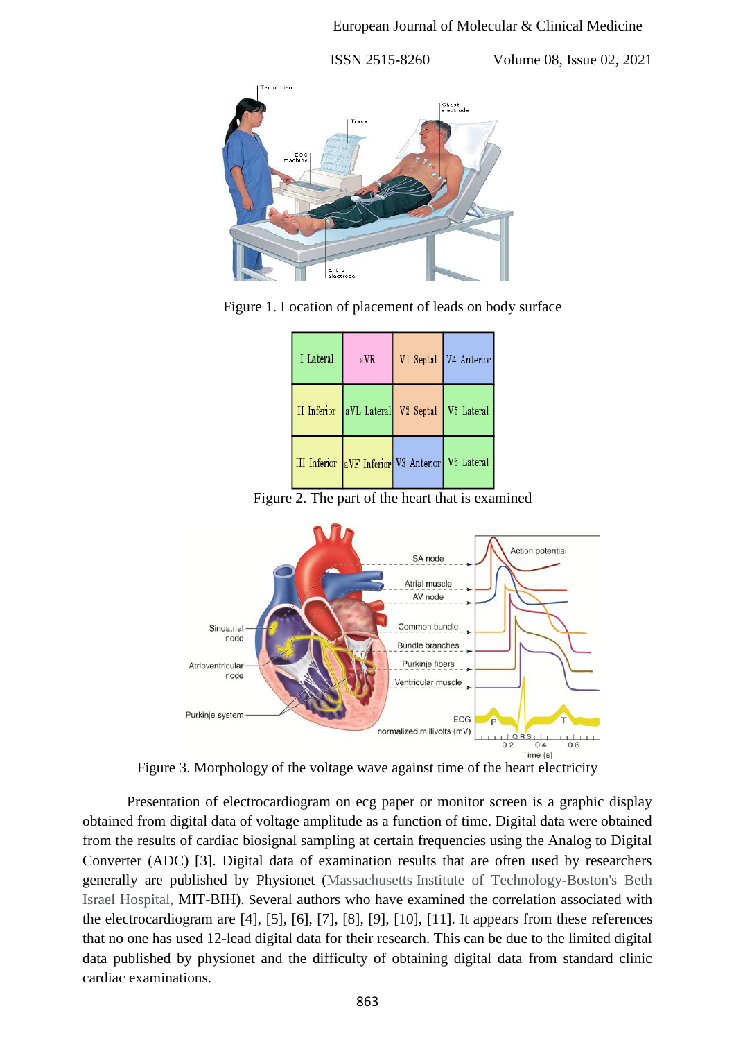| I Lateral | aVR | V1 Septal | V4 Anterior |
|---|---|---|---|
| II Inferior | aVL Lateral | V2 Septal | V5 Lateral |
| III Inferior | aVF Inferior | V3 Anterior | V6 Lateral |

Figure 1. Location of placement of leads on body surface

Figure 2. The part of the heart that is examined

Figure 3. Morphology of the voltage wave against time of the heart electricity

Presentation of electrocardiogram on ecg paper or monitor screen is a graphic display obtained from digital data of voltage amplitude as a function of time. Digital data were obtained from the results of cardiac biosignal sampling at certain frequencies using the Analog to Digital Converter (ADC) [3]. Digital data of examination results that are often used by researchers generally are published by Physionet (Massachusetts Institute of Technology-Boston's Beth Israel Hospital, MIT-BIH). Several authors who have examined the correlation associated with the electrocardiogram are [4], [5], [6], [7], [8], [9], [10], [11]. It appears from these references that no one has used 12-lead digital data for their research. This can be due to the limited digital data published by physionet and the difficulty of obtaining digital data from standard clinic cardiac examinations.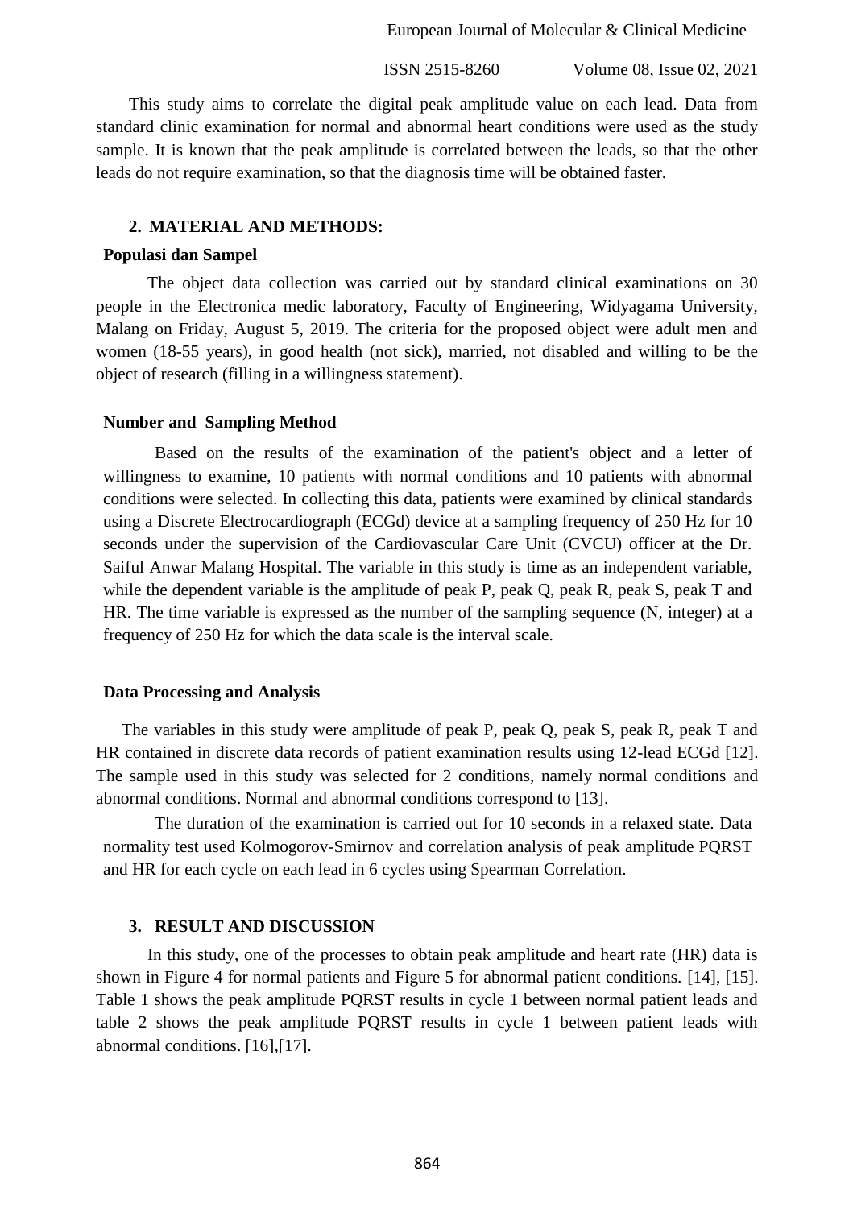This study aims to correlate the digital peak amplitude value on each lead. Data from standard clinic examination for normal and abnormal heart conditions were used as the study sample. It is known that the peak amplitude is correlated between the leads, so that the other leads do not require examination, so that the diagnosis time will be obtained faster.

## 2. MATERIAL AND METHODS:

### Populasi dan Sampel

The object data collection was carried out by standard clinical examinations on 30 people in the Electronica medic laboratory, Faculty of Engineering, Widyagama University, Malang on Friday, August 5, 2019. The criteria for the proposed object were adult men and women (18-55 years), in good health (not sick), married, not disabled and willing to be the object of research (filling in a willingness statement).

### Number and Sampling Method

Based on the results of the examination of the patient's object and a letter of willingness to examine, 10 patients with normal conditions and 10 patients with abnormal conditions were selected. In collecting this data, patients were examined by clinical standards using a Discrete Electrocardiograph (ECGd) device at a sampling frequency of 250 Hz for 10 seconds under the supervision of the Cardiovascular Care Unit (CVCU) officer at the Dr. Saiful Anwar Malang Hospital. The variable in this study is time as an independent variable, while the dependent variable is the amplitude of peak P, peak Q, peak R, peak S, peak T and HR. The time variable is expressed as the number of the sampling sequence (N, integer) at a frequency of 250 Hz for which the data scale is the interval scale.

### Data Processing and Analysis

The variables in this study were amplitude of peak P, peak Q, peak S, peak R, peak T and HR contained in discrete data records of patient examination results using 12-lead ECGd [12]. The sample used in this study was selected for 2 conditions, namely normal conditions and abnormal conditions. Normal and abnormal conditions correspond to [13].

The duration of the examination is carried out for 10 seconds in a relaxed state. Data normality test used Kolmogorov-Smirnov and correlation analysis of peak amplitude PQRST and HR for each cycle on each lead in 6 cycles using Spearman Correlation.

## 3. RESULT AND DISCUSSION

In this study, one of the processes to obtain peak amplitude and heart rate (HR) data is shown in Figure 4 for normal patients and Figure 5 for abnormal patient conditions. [14], [15]. Table 1 shows the peak amplitude PQRST results in cycle 1 between normal patient leads and table 2 shows the peak amplitude PQRST results in cycle 1 between patient leads with abnormal conditions. [16],[17].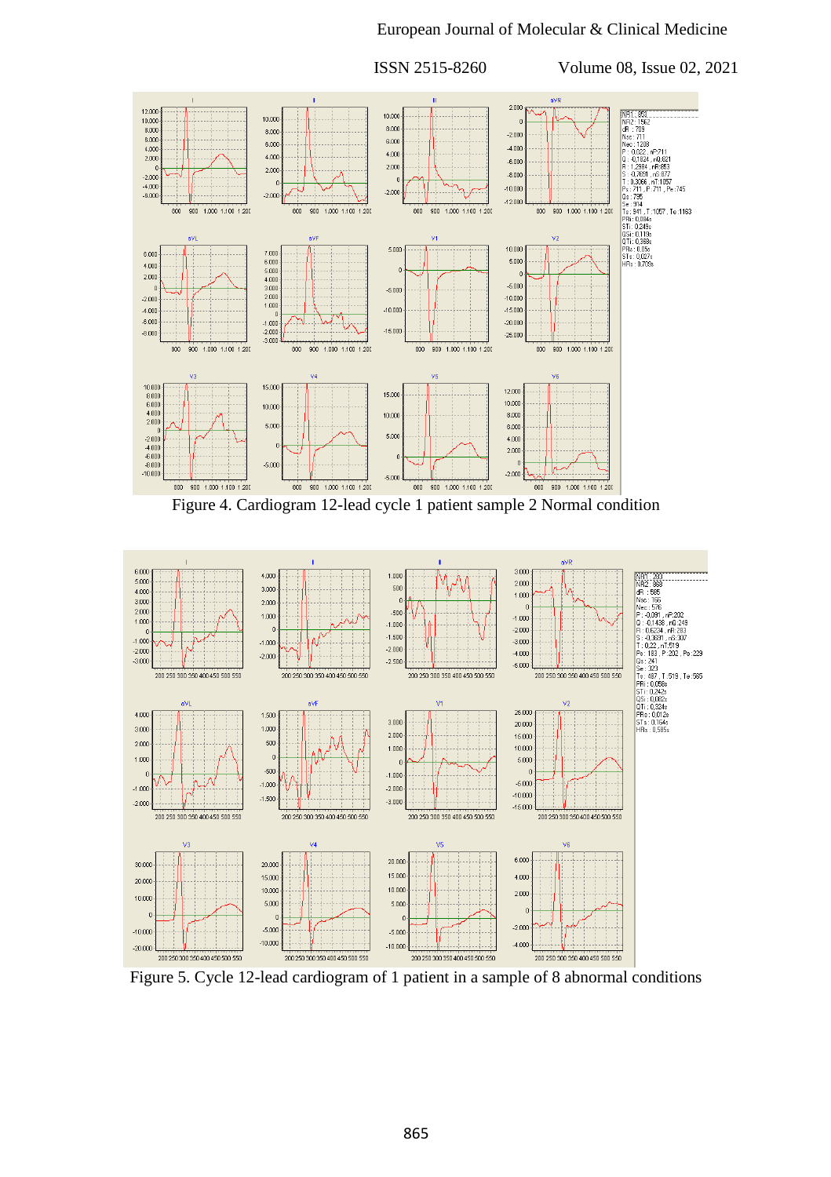Figure 4. Cardiogram 12-lead cycle 1 patient sample 2 Normal condition

Figure 5. Cycle 12-lead cardiogram of 1 patient in a sample of 8 abnormal conditions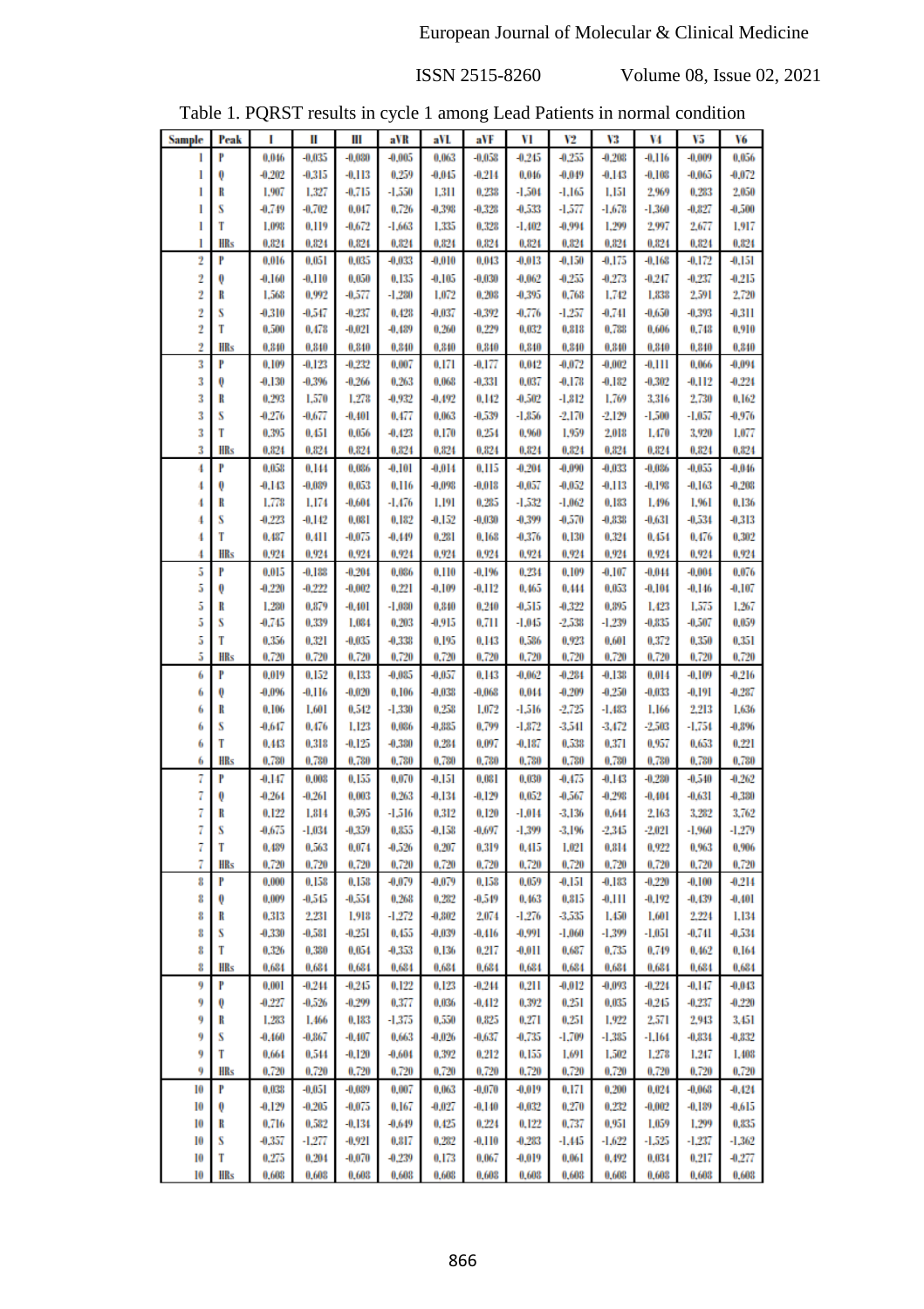Table 1. PQRST results in cycle 1 among Lead Patients in normal condition

| Sample | Peak | I | II | III | aVR | aVL | aVF | V1 | V2 | V3 | V4 | V5 | V6 |
|---|---|---|---|---|---|---|---|---|---|---|---|---|---|
| 1 | P | 0.046 | -0.035 | -0.080 | -0.005 | 0.063 | -0.058 | -0.245 | -0.255 | -0.208 | -0.116 | -0.009 | 0.056 |
| 1 | Q | -0.202 | -0.315 | -0.113 | 0.259 | -0.045 | -0.214 | 0.046 | -0.049 | -0.143 | -0.108 | -0.065 | -0.072 |
| 1 | R | 1.907 | 1.327 | -0.715 | -1.550 | 1.311 | 0.238 | -1.504 | -1.165 | 1.151 | 2.969 | 0.283 | 2.050 |
| 1 | S | -0.749 | -0.702 | 0.047 | 0.726 | -0.398 | -0.328 | -0.533 | -1.577 | -1.678 | -1.360 | -0.827 | -0.500 |
| 1 | T | 1.098 | 0.119 | -0.672 | -1.663 | 1.335 | 0.328 | -1.402 | -0.994 | 1.299 | 2.997 | 2.677 | 1.917 |
| 1 | HRs | 0.824 | 0.824 | 0.824 | 0.824 | 0.824 | 0.824 | 0.824 | 0.824 | 0.824 | 0.824 | 0.824 | 0.824 |
| 2 | P | 0.016 | 0.051 | 0.035 | -0.033 | -0.010 | 0.043 | -0.013 | -0.150 | -0.175 | -0.168 | -0.172 | -0.151 |
| 2 | Q | -0.160 | -0.110 | 0.050 | 0.135 | -0.105 | -0.030 | -0.062 | -0.255 | -0.273 | -0.247 | -0.237 | -0.215 |
| 2 | R | 1.568 | 0.992 | -0.577 | -1.280 | 1.072 | 0.208 | -0.395 | 0.768 | 1.742 | 1.838 | 2.591 | 2.720 |
| 2 | S | -0.310 | -0.547 | -0.237 | 0.428 | -0.037 | -0.392 | -0.776 | -1.257 | -0.741 | -0.650 | -0.393 | -0.311 |
| 2 | T | 0.500 | 0.478 | -0.021 | -0.489 | 0.260 | 0.229 | 0.032 | 0.818 | 0.788 | 0.606 | 0.748 | 0.910 |
| 2 | HRs | 0.840 | 0.840 | 0.840 | 0.840 | 0.840 | 0.840 | 0.840 | 0.840 | 0.840 | 0.840 | 0.840 | 0.840 |
| 3 | P | 0.109 | -0.123 | -0.232 | 0.007 | 0.171 | -0.177 | 0.042 | -0.072 | -0.002 | -0.111 | 0.066 | -0.094 |
| 3 | Q | -0.130 | -0.396 | -0.266 | 0.263 | 0.068 | -0.331 | 0.037 | -0.178 | -0.182 | -0.302 | -0.112 | -0.224 |
| 3 | R | 0.293 | 1.570 | 1.278 | -0.932 | -0.492 | 0.142 | -0.502 | -1.812 | 1.769 | 3.316 | 2.730 | 0.162 |
| 3 | S | -0.276 | -0.677 | -0.401 | 0.477 | 0.063 | -0.539 | -1.856 | -2.170 | -2.129 | -1.500 | -1.057 | -0.976 |
| 3 | T | 0.395 | 0.451 | 0.056 | -0.423 | 0.170 | 0.254 | 0.960 | 1.959 | 2.018 | 1.470 | 3.920 | 1.077 |
| 3 | HRs | 0.824 | 0.824 | 0.824 | 0.824 | 0.824 | 0.824 | 0.824 | 0.824 | 0.824 | 0.824 | 0.824 | 0.824 |
| 4 | P | 0.058 | 0.144 | 0.086 | -0.101 | -0.014 | 0.115 | -0.204 | -0.090 | -0.033 | -0.086 | -0.055 | -0.046 |
| 4 | Q | -0.143 | -0.089 | 0.053 | 0.116 | -0.098 | -0.018 | -0.057 | -0.052 | -0.113 | -0.198 | -0.163 | -0.208 |
| 4 | R | 1.778 | 1.174 | -0.604 | -1.476 | 1.191 | 0.285 | -1.532 | -1.062 | 0.183 | 1.496 | 1.961 | 0.136 |
| 4 | S | -0.223 | -0.142 | 0.081 | 0.182 | -0.152 | -0.030 | -0.399 | -0.570 | -0.838 | -0.631 | -0.534 | -0.313 |
| 4 | T | 0.487 | 0.411 | -0.075 | -0.449 | 0.281 | 0.168 | -0.376 | 0.130 | 0.324 | 0.454 | 0.476 | 0.302 |
| 4 | HRs | 0.924 | 0.924 | 0.924 | 0.924 | 0.924 | 0.924 | 0.924 | 0.924 | 0.924 | 0.924 | 0.924 | 0.924 |
| 5 | P | 0.015 | -0.188 | -0.204 | 0.086 | 0.110 | -0.196 | 0.234 | 0.109 | -0.107 | -0.044 | -0.004 | 0.076 |
| 5 | Q | -0.220 | -0.222 | -0.002 | 0.221 | -0.109 | -0.112 | 0.465 | 0.444 | 0.053 | -0.104 | -0.146 | -0.107 |
| 5 | R | 1.280 | 0.879 | -0.401 | -1.080 | 0.840 | 0.240 | -0.515 | -0.322 | 0.895 | 1.423 | 1.575 | 1.267 |
| 5 | S | -0.745 | 0.339 | 1.084 | 0.203 | -0.915 | 0.711 | -1.045 | -2.538 | -1.239 | -0.835 | -0.507 | 0.059 |
| 5 | T | 0.356 | 0.321 | -0.035 | -0.338 | 0.195 | 0.143 | 0.586 | 0.923 | 0.601 | 0.372 | 0.350 | 0.351 |
| 5 | HRs | 0.720 | 0.720 | 0.720 | 0.720 | 0.720 | 0.720 | 0.720 | 0.720 | 0.720 | 0.720 | 0.720 | 0.720 |
| 6 | P | 0.019 | 0.152 | 0.133 | -0.085 | -0.057 | 0.143 | -0.062 | -0.284 | -0.138 | 0.014 | -0.109 | -0.216 |
| 6 | Q | -0.096 | -0.116 | -0.020 | 0.106 | -0.038 | -0.068 | 0.044 | -0.209 | -0.250 | -0.033 | -0.191 | -0.287 |
| 6 | R | 0.106 | 1.601 | 0.542 | -1.330 | 0.258 | 1.072 | -1.516 | -2.725 | -1.483 | 1.166 | 2.213 | 1.636 |
| 6 | S | -0.647 | 0.476 | 1.123 | 0.086 | -0.885 | 0.799 | -1.872 | -3.541 | -3.472 | -2.503 | -1.754 | -0.896 |
| 6 | T | 0.443 | 0.318 | -0.125 | -0.380 | 0.284 | 0.097 | -0.187 | 0.538 | 0.371 | 0.957 | 0.653 | 0.221 |
| 6 | HRs | 0.780 | 0.780 | 0.780 | 0.780 | 0.780 | 0.780 | 0.780 | 0.780 | 0.780 | 0.780 | 0.780 | 0.780 |
| 7 | P | -0.147 | 0.008 | 0.155 | 0.070 | -0.151 | 0.081 | 0.030 | -0.475 | -0.143 | -0.280 | -0.540 | -0.262 |
| 7 | Q | -0.264 | -0.261 | 0.003 | 0.263 | -0.134 | -0.129 | 0.052 | -0.567 | -0.298 | -0.404 | -0.631 | -0.380 |
| 7 | R | 0.122 | 1.814 | 0.595 | -1.516 | 0.312 | 0.120 | -1.014 | -3.136 | 0.644 | 2.163 | 3.282 | 3.762 |
| 7 | S | -0.675 | -1.034 | -0.359 | 0.855 | -0.158 | -0.697 | -1.399 | -3.196 | -2.345 | -2.021 | -1.960 | -1.279 |
| 7 | T | 0.489 | 0.563 | 0.074 | -0.526 | 0.207 | 0.319 | 0.415 | 1.021 | 0.814 | 0.922 | 0.963 | 0.906 |
| 7 | HRs | 0.720 | 0.720 | 0.720 | 0.720 | 0.720 | 0.720 | 0.720 | 0.720 | 0.720 | 0.720 | 0.720 | 0.720 |
| 8 | P | 0.000 | 0.158 | 0.158 | -0.079 | -0.079 | 0.158 | 0.059 | -0.151 | -0.183 | -0.220 | -0.100 | -0.214 |
| 8 | Q | 0.009 | -0.545 | -0.554 | 0.268 | 0.282 | -0.549 | 0.463 | 0.815 | -0.111 | -0.192 | -0.439 | -0.401 |
| 8 | R | 0.313 | 2.231 | 1.918 | -1.272 | -0.802 | 2.074 | -1.276 | -3.535 | 1.450 | 1.601 | 2.224 | 1.134 |
| 8 | S | -0.330 | -0.581 | -0.251 | 0.455 | -0.039 | -0.416 | -0.991 | -1.060 | -1.399 | -1.051 | -0.741 | -0.534 |
| 8 | T | 0.326 | 0.380 | 0.054 | -0.353 | 0.136 | 0.217 | -0.011 | 0.687 | 0.735 | 0.749 | 0.462 | 0.164 |
| 8 | HRs | 0.684 | 0.684 | 0.684 | 0.684 | 0.684 | 0.684 | 0.684 | 0.684 | 0.684 | 0.684 | 0.684 | 0.684 |
| 9 | P | 0.001 | -0.244 | -0.245 | 0.122 | 0.123 | -0.244 | 0.211 | -0.012 | -0.093 | -0.224 | -0.147 | -0.043 |
| 9 | Q | -0.227 | -0.526 | -0.299 | 0.377 | 0.036 | -0.412 | 0.392 | 0.251 | 0.035 | -0.245 | -0.237 | -0.220 |
| 9 | R | 1.283 | 1.466 | 0.183 | -1.375 | 0.550 | 0.825 | 0.271 | 0.251 | 1.922 | 2.571 | 2.943 | 3.451 |
| 9 | S | -0.460 | -0.867 | -0.407 | 0.663 | -0.026 | -0.637 | -0.735 | -1.709 | -1.385 | -1.164 | -0.834 | -0.832 |
| 9 | T | 0.664 | 0.544 | -0.120 | -0.604 | 0.392 | 0.212 | 0.155 | 1.691 | 1.502 | 1.278 | 1.247 | 1.408 |
| 9 | HRs | 0.720 | 0.720 | 0.720 | 0.720 | 0.720 | 0.720 | 0.720 | 0.720 | 0.720 | 0.720 | 0.720 | 0.720 |
| 10 | P | 0.038 | -0.051 | -0.089 | 0.007 | 0.063 | -0.070 | -0.019 | 0.171 | 0.200 | 0.024 | -0.068 | -0.424 |
| 10 | Q | -0.129 | -0.205 | -0.075 | 0.167 | -0.027 | -0.140 | -0.032 | 0.270 | 0.232 | -0.002 | -0.189 | -0.615 |
| 10 | R | 0.716 | 0.582 | -0.134 | -0.649 | 0.425 | 0.224 | 0.122 | 0.737 | 0.951 | 1.059 | 1.299 | 0.835 |
| 10 | S | -0.357 | -1.277 | -0.921 | 0.817 | 0.282 | -0.110 | -0.283 | -1.445 | -1.622 | -1.525 | -1.237 | -1.362 |
| 10 | T | 0.275 | 0.204 | -0.070 | -0.239 | 0.173 | 0.067 | -0.019 | 0.061 | 0.492 | 0.034 | 0.217 | -0.277 |
| 10 | HRs | 0.608 | 0.608 | 0.608 | 0.608 | 0.608 | 0.608 | 0.608 | 0.608 | 0.608 | 0.608 | 0.608 | 0.608 |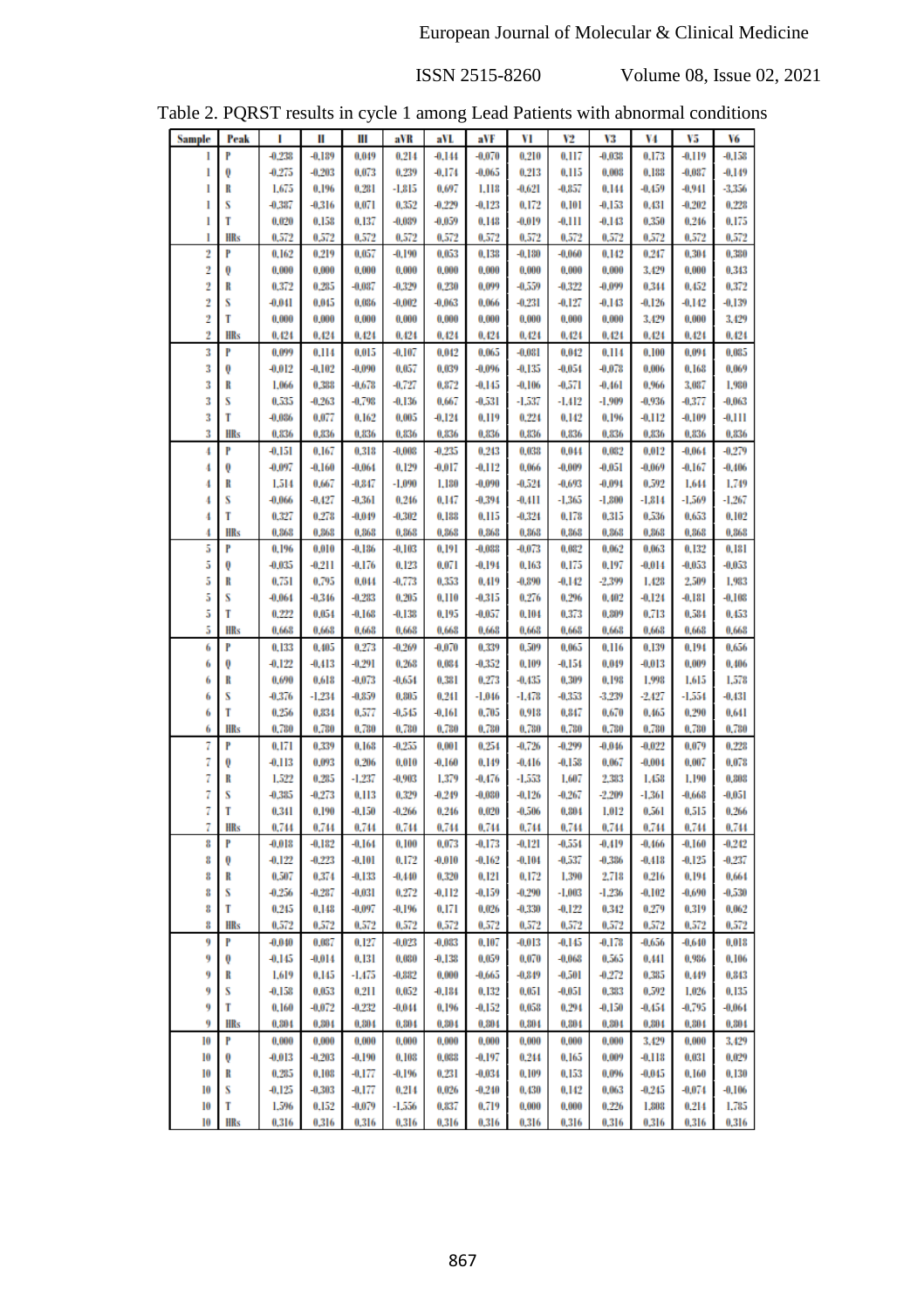Table 2. PQRST results in cycle 1 among Lead Patients with abnormal conditions

| Sample | Peak | I | II | III | aVR | aVL | aVF | V1 | V2 | V3 | V4 | V5 | V6 |
|---|---|---|---|---|---|---|---|---|---|---|---|---|---|
| 1 | P | -0.238 | -0.189 | 0.049 | 0.214 | -0.144 | -0.070 | 0.210 | 0.117 | -0.038 | 0.173 | -0.119 | -0.158 |
| 1 | Q | -0.275 | -0.203 | 0.073 | 0.239 | -0.174 | -0.065 | 0.213 | 0.115 | 0.008 | 0.188 | -0.087 | -0.149 |
| 1 | R | 1.675 | 0.196 | 0.281 | -1.815 | 0.697 | 1.118 | -0.621 | -0.857 | 0.144 | -0.459 | -0.941 | -3.356 |
| 1 | S | -0.387 | -0.316 | 0.071 | 0.352 | -0.229 | -0.123 | 0.172 | 0.101 | -0.153 | 0.431 | -0.202 | 0.228 |
| 1 | T | 0.020 | 0.158 | 0.137 | -0.089 | -0.059 | 0.148 | -0.019 | -0.111 | -0.143 | 0.350 | 0.246 | 0.175 |
| 1 | HRs | 0.572 | 0.572 | 0.572 | 0.572 | 0.572 | 0.572 | 0.572 | 0.572 | 0.572 | 0.572 | 0.572 | 0.572 |
| 2 | P | 0.162 | 0.219 | 0.057 | -0.190 | 0.053 | 0.138 | -0.180 | -0.060 | 0.142 | 0.247 | 0.304 | 0.380 |
| 2 | Q | 0.000 | 0.000 | 0.000 | 0.000 | 0.000 | 0.000 | 0.000 | 0.000 | 0.000 | 3.429 | 0.000 | 0.343 |
| 2 | R | 0.372 | 0.285 | -0.087 | -0.329 | 0.230 | 0.099 | -0.559 | -0.322 | -0.099 | 0.344 | 0.452 | 0.372 |
| 2 | S | -0.041 | 0.045 | 0.086 | -0.002 | -0.063 | 0.066 | -0.231 | -0.127 | -0.143 | -0.126 | -0.142 | -0.139 |
| 2 | T | 0.000 | 0.000 | 0.000 | 0.000 | 0.000 | 0.000 | 0.000 | 0.000 | 0.000 | 3.429 | 0.000 | 3.429 |
| 2 | HRs | 0.424 | 0.424 | 0.424 | 0.424 | 0.424 | 0.424 | 0.424 | 0.424 | 0.424 | 0.424 | 0.424 | 0.424 |
| 3 | P | 0.099 | 0.114 | 0.015 | -0.107 | 0.042 | 0.065 | -0.081 | 0.042 | 0.114 | 0.100 | 0.094 | 0.085 |
| 3 | Q | -0.012 | -0.102 | -0.090 | 0.057 | 0.039 | -0.096 | -0.135 | -0.054 | -0.078 | 0.006 | 0.168 | 0.069 |
| 3 | R | 1.066 | 0.388 | -0.678 | -0.727 | 0.872 | -0.145 | -0.106 | -0.571 | -0.461 | 0.966 | 3.087 | 1.980 |
| 3 | S | 0.535 | -0.263 | -0.798 | -0.136 | 0.667 | -0.531 | -1.537 | -1.412 | -1.909 | -0.936 | -0.377 | -0.063 |
| 3 | T | -0.086 | 0.077 | 0.162 | 0.005 | -0.124 | 0.119 | 0.224 | 0.142 | 0.196 | -0.112 | -0.109 | -0.111 |
| 3 | HRs | 0.836 | 0.836 | 0.836 | 0.836 | 0.836 | 0.836 | 0.836 | 0.836 | 0.836 | 0.836 | 0.836 | 0.836 |
| 4 | P | -0.151 | 0.167 | 0.318 | -0.008 | -0.235 | 0.243 | 0.038 | 0.044 | 0.082 | 0.012 | -0.064 | -0.279 |
| 4 | Q | -0.097 | -0.160 | -0.064 | 0.129 | -0.017 | -0.112 | 0.066 | -0.009 | -0.051 | -0.069 | -0.167 | -0.406 |
| 4 | R | 1.514 | 0.667 | -0.847 | -1.090 | 1.180 | -0.090 | -0.524 | -0.693 | -0.094 | 0.592 | 1.644 | 1.749 |
| 4 | S | -0.066 | -0.427 | -0.361 | 0.246 | 0.147 | -0.394 | -0.411 | -1.365 | -1.800 | -1.814 | -1.569 | -1.267 |
| 4 | T | 0.327 | 0.278 | -0.049 | -0.302 | 0.188 | 0.115 | -0.324 | 0.178 | 0.315 | 0.536 | 0.653 | 0.102 |
| 4 | HRs | 0.868 | 0.868 | 0.868 | 0.868 | 0.868 | 0.868 | 0.868 | 0.868 | 0.868 | 0.868 | 0.868 | 0.868 |
| 5 | P | 0.196 | 0.010 | -0.186 | -0.103 | 0.191 | -0.088 | -0.073 | 0.082 | 0.062 | 0.063 | 0.132 | 0.181 |
| 5 | Q | -0.035 | -0.211 | -0.176 | 0.123 | 0.071 | -0.194 | 0.163 | 0.175 | 0.197 | -0.014 | -0.053 | -0.053 |
| 5 | R | 0.751 | 0.795 | 0.044 | -0.773 | 0.353 | 0.419 | -0.890 | -0.142 | -2.399 | 1.428 | 2.509 | 1.983 |
| 5 | S | -0.064 | -0.346 | -0.283 | 0.205 | 0.110 | -0.315 | 0.276 | 0.296 | 0.402 | -0.124 | -0.181 | -0.108 |
| 5 | T | 0.222 | 0.054 | -0.168 | -0.138 | 0.195 | -0.057 | 0.104 | 0.373 | 0.809 | 0.713 | 0.584 | 0.453 |
| 5 | HRs | 0.668 | 0.668 | 0.668 | 0.668 | 0.668 | 0.668 | 0.668 | 0.668 | 0.668 | 0.668 | 0.668 | 0.668 |
| 6 | P | 0.133 | 0.405 | 0.273 | -0.269 | -0.070 | 0.339 | 0.509 | 0.065 | 0.116 | 0.139 | 0.194 | 0.656 |
| 6 | Q | -0.122 | -0.413 | -0.291 | 0.268 | 0.084 | -0.352 | 0.109 | -0.154 | 0.049 | -0.013 | 0.009 | 0.406 |
| 6 | R | 0.690 | 0.618 | -0.073 | -0.654 | 0.381 | 0.273 | -0.435 | 0.309 | 0.198 | 1.998 | 1.615 | 1.578 |
| 6 | S | -0.376 | -1.234 | -0.859 | 0.805 | 0.241 | -1.046 | -1.478 | -0.353 | -3.239 | -2.427 | -1.554 | -0.431 |
| 6 | T | 0.256 | 0.834 | 0.577 | -0.545 | -0.161 | 0.705 | 0.918 | 0.847 | 0.670 | 0.465 | 0.290 | 0.641 |
| 6 | HRs | 0.780 | 0.780 | 0.780 | 0.780 | 0.780 | 0.780 | 0.780 | 0.780 | 0.780 | 0.780 | 0.780 | 0.780 |
| 7 | P | 0.171 | 0.339 | 0.168 | -0.255 | 0.001 | 0.254 | -0.726 | -0.299 | -0.046 | -0.022 | 0.079 | 0.228 |
| 7 | Q | -0.113 | 0.093 | 0.206 | 0.010 | -0.160 | 0.149 | -0.416 | -0.158 | 0.067 | -0.004 | 0.007 | 0.078 |
| 7 | R | 1.522 | 0.285 | -1.237 | -0.903 | 1.379 | -0.476 | -1.553 | 1.607 | 2.383 | 1.458 | 1.190 | 0.808 |
| 7 | S | -0.385 | -0.273 | 0.113 | 0.329 | -0.249 | -0.080 | -0.126 | -0.267 | -2.209 | -1.361 | -0.668 | -0.051 |
| 7 | T | 0.341 | 0.190 | -0.150 | -0.266 | 0.246 | 0.020 | -0.506 | 0.804 | 1.012 | 0.561 | 0.515 | 0.266 |
| 7 | HRs | 0.744 | 0.744 | 0.744 | 0.744 | 0.744 | 0.744 | 0.744 | 0.744 | 0.744 | 0.744 | 0.744 | 0.744 |
| 8 | P | -0.018 | -0.182 | -0.164 | 0.100 | 0.073 | -0.173 | -0.121 | -0.554 | -0.419 | -0.466 | -0.160 | -0.242 |
| 8 | Q | -0.122 | -0.223 | -0.101 | 0.172 | -0.010 | -0.162 | -0.104 | -0.537 | -0.386 | -0.418 | -0.125 | -0.237 |
| 8 | R | 0.507 | 0.374 | -0.133 | -0.440 | 0.320 | 0.121 | 0.172 | 1.390 | 2.718 | 0.216 | 0.194 | 0.664 |
| 8 | S | -0.256 | -0.287 | -0.031 | 0.272 | -0.112 | -0.159 | -0.290 | -1.003 | -1.236 | -0.102 | -0.690 | -0.530 |
| 8 | T | 0.245 | 0.148 | -0.097 | -0.196 | 0.171 | 0.026 | -0.330 | -0.122 | 0.342 | 0.279 | 0.319 | 0.062 |
| 8 | HRs | 0.572 | 0.572 | 0.572 | 0.572 | 0.572 | 0.572 | 0.572 | 0.572 | 0.572 | 0.572 | 0.572 | 0.572 |
| 9 | P | -0.040 | 0.087 | 0.127 | -0.023 | -0.083 | 0.107 | -0.013 | -0.145 | -0.178 | -0.656 | -0.640 | 0.018 |
| 9 | Q | -0.145 | -0.014 | 0.131 | 0.080 | -0.138 | 0.059 | 0.070 | -0.068 | 0.565 | 0.441 | 0.986 | 0.106 |
| 9 | R | 1.619 | 0.145 | -1.475 | -0.882 | 0.000 | -0.665 | -0.849 | -0.501 | -0.272 | 0.385 | 0.449 | 0.843 |
| 9 | S | -0.158 | 0.053 | 0.211 | 0.052 | -0.184 | 0.132 | 0.051 | -0.051 | 0.383 | 0.592 | 1.026 | 0.135 |
| 9 | T | 0.160 | -0.072 | -0.232 | -0.044 | 0.196 | -0.152 | 0.058 | 0.294 | -0.150 | -0.454 | -0.795 | -0.064 |
| 9 | HRs | 0.804 | 0.804 | 0.804 | 0.804 | 0.804 | 0.804 | 0.804 | 0.804 | 0.804 | 0.804 | 0.804 | 0.804 |
| 10 | P | 0.000 | 0.000 | 0.000 | 0.000 | 0.000 | 0.000 | 0.000 | 0.000 | 0.000 | 3.429 | 0.000 | 3.429 |
| 10 | Q | -0.013 | -0.203 | -0.190 | 0.108 | 0.088 | -0.197 | 0.244 | 0.165 | 0.009 | -0.118 | 0.031 | 0.029 |
| 10 | R | 0.285 | 0.108 | -0.177 | -0.196 | 0.231 | -0.034 | 0.109 | 0.153 | 0.096 | -0.045 | 0.160 | 0.130 |
| 10 | S | -0.125 | -0.303 | -0.177 | 0.214 | 0.026 | -0.240 | 0.430 | 0.142 | 0.063 | -0.245 | -0.074 | -0.106 |
| 10 | T | 1.596 | 0.152 | -0.079 | -1.556 | 0.837 | 0.719 | 0.000 | 0.000 | 0.226 | 1.808 | 0.214 | 1.785 |
| 10 | HRs | 0.316 | 0.316 | 0.316 | 0.316 | 0.316 | 0.316 | 0.316 | 0.316 | 0.316 | 0.316 | 0.316 | 0.316 |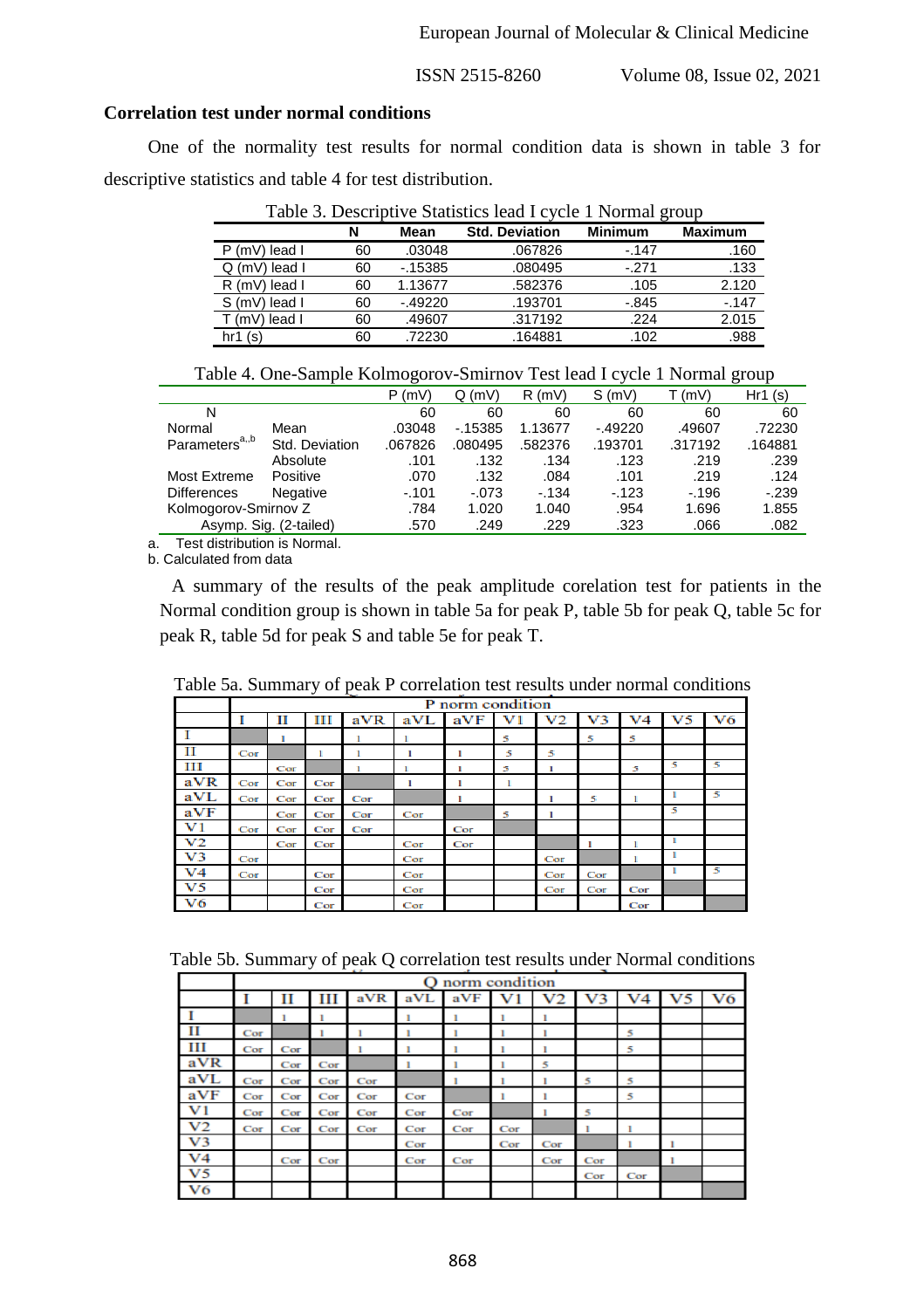## Correlation test under normal conditions

One of the normality test results for normal condition data is shown in table 3 for descriptive statistics and table 4 for test distribution.

Table 3. Descriptive Statistics lead I cycle 1 Normal group

| | N | Mean | Std. Deviation | Minimum | Maximum |
|---|---|---|---|---|---|
| P (mV) lead I | 60 | .03048 | .067826 | -.147 | .160 |
| Q (mV) lead I | 60 | -.15385 | .080495 | -.271 | .133 |
| R (mV) lead I | 60 | 1.13677 | .582376 | .105 | 2.120 |
| S (mV) lead I | 60 | -.49220 | .193701 | -.845 | -.147 |
| T (mV) lead I | 60 | .49607 | .317192 | .224 | 2.015 |
| hr1 (s) | 60 | .72230 | .164881 | .102 | .988 |

Table 4. One-Sample Kolmogorov-Smirnov Test lead I cycle 1 Normal group

| | | P (mV) | Q (mV) | R (mV) | S (mV) | T (mV) | Hr1 (s) |
|---|---|---|---|---|---|---|---|
| N | | 60 | 60 | 60 | 60 | 60 | 60 |
| Normal Parameters[a,,b] | Mean | .03048 | -.15385 | 1.13677 | -.49220 | .49607 | .72230 |
| | Std. Deviation | .067826 | .080495 | .582376 | .193701 | .317192 | .164881 |
| Most Extreme Differences | Absolute | .101 | .132 | .134 | .123 | .219 | .239 |
| | Positive | .070 | .132 | .084 | .101 | .219 | .124 |
| | Negative | -.101 | -.073 | -.134 | -.123 | -.196 | -.239 |
| Kolmogorov-Smirnov Z | | .784 | 1.020 | 1.040 | .954 | 1.696 | 1.855 |
| Asymp. Sig. (2-tailed) | | .570 | .249 | .229 | .323 | .066 | .082 |

a. Test distribution is Normal.
b. Calculated from data

A summary of the results of the peak amplitude corelation test for patients in the Normal condition group is shown in table 5a for peak P, table 5b for peak Q, table 5c for peak R, table 5d for peak S and table 5e for peak T.

Table 5a. Summary of peak P correlation test results under normal conditions

| | P norm condition | | | | | | | | | | | |
|---|---|---|---|---|---|---|---|---|---|---|---|---|
| | I | II | III | aVR | aVL | aVF | V1 | V2 | V3 | V4 | V5 | V6 |
| I | | 1 | | 1 | 1 | | 5 | | 5 | 5 | | |
| II | Cor | | 1 | 1 | 1 | 1 | 5 | 5 | | | | |
| III | | Cor | | 1 | 1 | 1 | 5 | 1 | | 5 | 5 | 5 |
| aVR | Cor | Cor | Cor | | 1 | 1 | 1 | | | | | |
| aVL | Cor | Cor | Cor | Cor | | 1 | | 1 | 5 | 1 | 1 | 5 |
| aVF | | Cor | Cor | Cor | Cor | | 5 | 1 | | | 5 | |
| V1 | Cor | Cor | Cor | Cor | | Cor | | | | | | |
| V2 | | Cor | Cor | | Cor | Cor | | | 1 | 1 | 1 | |
| V3 | Cor | | | | Cor | | | Cor | | 1 | 1 | |
| V4 | Cor | | Cor | | Cor | | | Cor | Cor | | 1 | 5 |
| V5 | | | Cor | | Cor | | | Cor | Cor | Cor | | |
| V6 | | | Cor | | Cor | | | | | Cor | | |

Table 5b. Summary of peak Q correlation test results under Normal conditions

| | Q norm condition | | | | | | | | | | | |
|---|---|---|---|---|---|---|---|---|---|---|---|---|
| | I | II | III | aVR | aVL | aVF | V1 | V2 | V3 | V4 | V5 | V6 |
| I | | 1 | 1 | | 1 | 1 | 1 | 1 | | | | |
| II | Cor | | 1 | 1 | 1 | 1 | 1 | 1 | | 5 | | |
| III | Cor | Cor | | 1 | 1 | 1 | 1 | 1 | | 5 | | |
| aVR | | Cor | Cor | | 1 | 1 | 1 | 5 | | | | |
| aVL | Cor | Cor | Cor | Cor | | 1 | 1 | 1 | 5 | 5 | | |
| aVF | Cor | Cor | Cor | Cor | Cor | | 1 | 1 | | 5 | | |
| V1 | Cor | Cor | Cor | Cor | Cor | Cor | | 1 | 5 | | | |
| V2 | Cor | Cor | Cor | Cor | Cor | Cor | Cor | | 1 | 1 | | |
| V3 | | | | | Cor | | Cor | Cor | | 1 | 1 | |
| V4 | | Cor | Cor | | Cor | Cor | | Cor | Cor | | 1 | |
| V5 | | | | | | | | | Cor | Cor | | |
| V6 | | | | | | | | | | | | |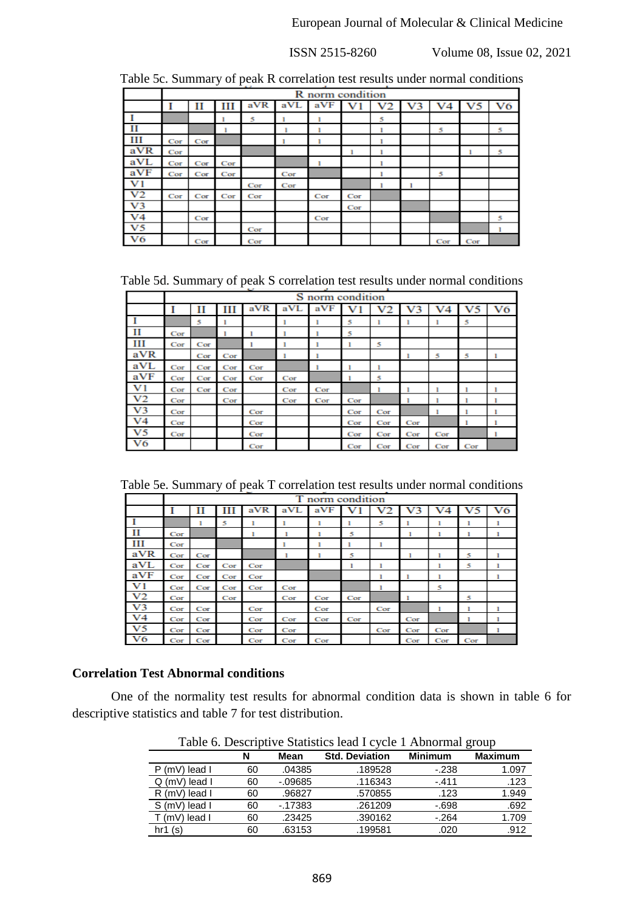Table 5c. Summary of peak R correlation test results under normal conditions

| | R norm condition | | | | | | | | | | | |
|---|---|---|---|---|---|---|---|---|---|---|---|---|
| | I | II | III | aVR | aVL | aVF | V1 | V2 | V3 | V4 | V5 | V6 |
| I | | | 1 | 5 | 1 | 1 | | 5 | | | | |
| II | | | 1 | | 1 | 1 | | 1 | | 5 | | 5 |
| III | Cor | Cor | | | 1 | 1 | | 1 | | | | |
| aVR | Cor | | | | | | 1 | 1 | | | 1 | 5 |
| aVL | Cor | Cor | Cor | | | 1 | | 1 | | | | |
| aVF | Cor | Cor | Cor | | Cor | | | 1 | | 5 | | |
| V1 | | | | Cor | Cor | | | 1 | 1 | | | |
| V2 | Cor | Cor | Cor | Cor | | Cor | Cor | | | | | |
| V3 | | | | | | | Cor | | | | | |
| V4 | | Cor | | | | Cor | | | | | | 5 |
| V5 | | | | Cor | | | | | | | | 1 |
| V6 | | Cor | | Cor | | | | | | Cor | Cor | |

Table 5d. Summary of peak S correlation test results under normal conditions

| | S norm condition | | | | | | | | | | | |
|---|---|---|---|---|---|---|---|---|---|---|---|---|
| | I | II | III | aVR | aVL | aVF | V1 | V2 | V3 | V4 | V5 | V6 |
| I | | 5 | 1 | | 1 | 1 | 5 | 1 | 1 | 1 | 5 | |
| II | Cor | | 1 | 1 | 1 | 1 | 5 | | | | | |
| III | Cor | Cor | | 1 | 1 | 1 | 1 | 5 | | | | |
| aVR | | Cor | Cor | | 1 | 1 | | | 1 | 5 | 5 | 1 |
| aVL | Cor | Cor | Cor | Cor | | 1 | 1 | 1 | | | | |
| aVF | Cor | Cor | Cor | Cor | Cor | | 1 | 5 | | | | |
| V1 | Cor | Cor | Cor | | Cor | Cor | | 1 | 1 | 1 | 1 | 1 |
| V2 | Cor | | Cor | | Cor | Cor | Cor | | 1 | 1 | 1 | 1 |
| V3 | Cor | | | Cor | | | Cor | Cor | | 1 | 1 | 1 |
| V4 | Cor | | | Cor | | | Cor | Cor | Cor | | 1 | 1 |
| V5 | Cor | | | Cor | | | Cor | Cor | Cor | Cor | | 1 |
| V6 | | | | Cor | | | Cor | Cor | Cor | Cor | Cor | |

Table 5e. Summary of peak T correlation test results under normal conditions

| | T norm condition | | | | | | | | | | | |
|---|---|---|---|---|---|---|---|---|---|---|---|---|
| | I | II | III | aVR | aVL | aVF | V1 | V2 | V3 | V4 | V5 | V6 |
| I | | 1 | 5 | 1 | 1 | 1 | 1 | 5 | 1 | 1 | 1 | 1 |
| II | Cor | | | 1 | 1 | 1 | 5 | | 1 | 1 | 1 | 1 |
| III | Cor | | | | 1 | 1 | 1 | 1 | | | | |
| aVR | Cor | Cor | | | 1 | 1 | 5 | | 1 | 1 | 5 | 1 |
| aVL | Cor | Cor | Cor | Cor | | | 1 | 1 | | 1 | 5 | 1 |
| aVF | Cor | Cor | Cor | Cor | | | | 1 | 1 | 1 | | 1 |
| V1 | Cor | Cor | Cor | Cor | Cor | | | 1 | | 5 | | |
| V2 | Cor | | Cor | | Cor | Cor | Cor | | 1 | | 5 | |
| V3 | Cor | Cor | | Cor | | Cor | | Cor | | 1 | 1 | 1 |
| V4 | Cor | Cor | | Cor | Cor | Cor | Cor | | Cor | | 1 | 1 |
| V5 | Cor | Cor | | Cor | Cor | | | Cor | Cor | Cor | | 1 |
| V6 | Cor | Cor | | Cor | Cor | Cor | | | Cor | Cor | Cor | |

**Correlation Test Abnormal conditions**

One of the normality test results for abnormal condition data is shown in table 6 for descriptive statistics and table 7 for test distribution.

Table 6. Descriptive Statistics lead I cycle 1 Abnormal group

| | N | Mean | Std. Deviation | Minimum | Maximum |
|---|---|---|---|---|---|
| P (mV) lead I | 60 | .04385 | .189528 | -.238 | 1.097 |
| Q (mV) lead I | 60 | -.09685 | .116343 | -.411 | .123 |
| R (mV) lead I | 60 | .96827 | .570855 | .123 | 1.949 |
| S (mV) lead I | 60 | -.17383 | .261209 | -.698 | .692 |
| T (mV) lead I | 60 | .23425 | .390162 | -.264 | 1.709 |
| hr1 (s) | 60 | .63153 | .199581 | .020 | .912 |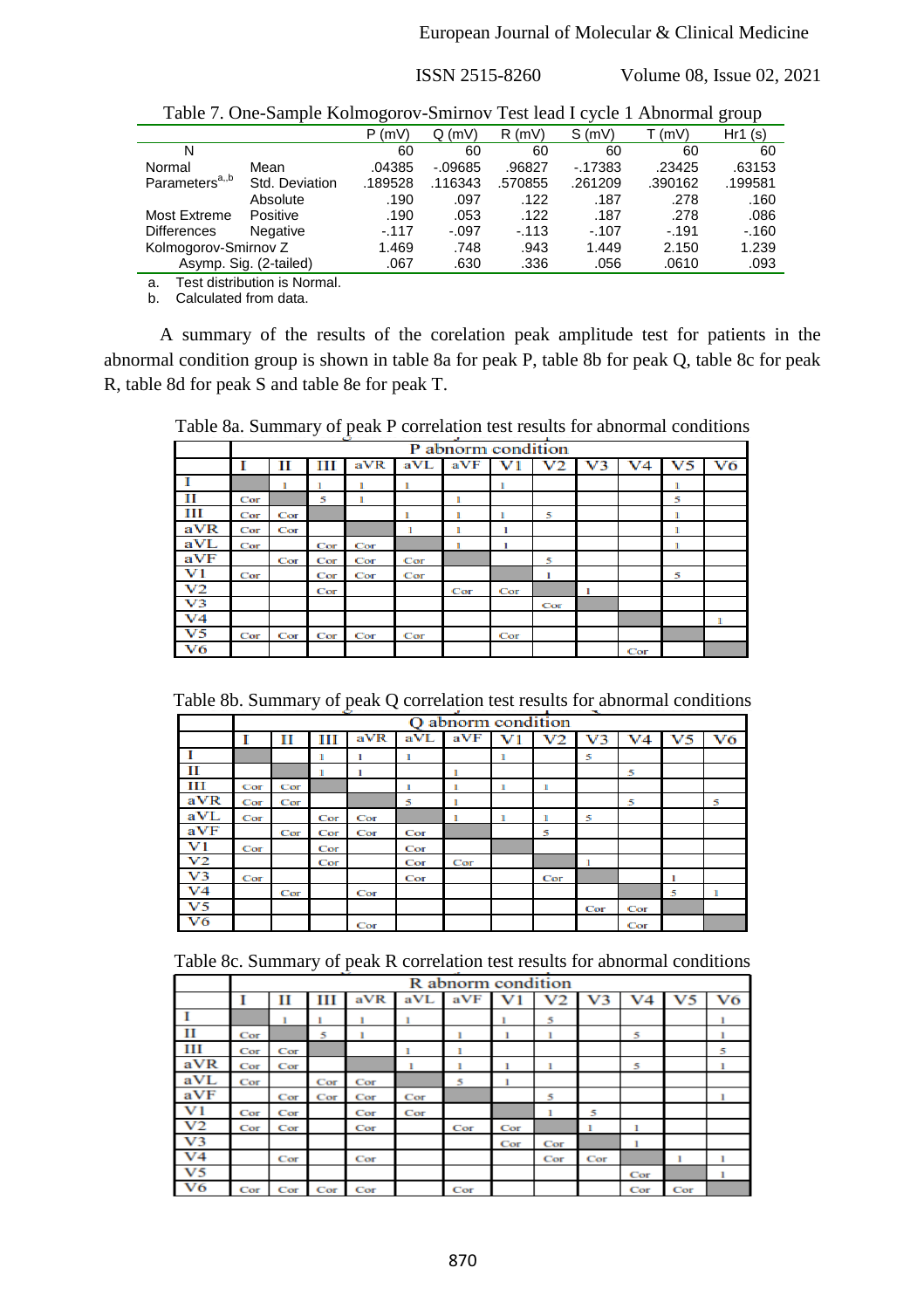Table 7. One-Sample Kolmogorov-Smirnov Test lead I cycle 1 Abnormal group

| | | P (mV) | Q (mV) | R (mV) | S (mV) | T (mV) | Hr1 (s) |
|---|---|---|---|---|---|---|---|
| N | | 60 | 60 | 60 | 60 | 60 | 60 |
| Normal Parameters[a,,b] | Mean | .04385 | -.09685 | .96827 | -.17383 | .23425 | .63153 |
| | Std. Deviation | .189528 | .116343 | .570855 | .261209 | .390162 | .199581 |
| Most Extreme Differences | Absolute | .190 | .097 | .122 | .187 | .278 | .160 |
| | Positive | .190 | .053 | .122 | .187 | .278 | .086 |
| | Negative | -.117 | -.097 | -.113 | -.107 | -.191 | -.160 |
| Kolmogorov-Smirnov Z | | 1.469 | .748 | .943 | 1.449 | 2.150 | 1.239 |
| Asymp. Sig. (2-tailed) | | .067 | .630 | .336 | .056 | .0610 | .093 |

a. Test distribution is Normal.
b. Calculated from data.

A summary of the results of the corelation peak amplitude test for patients in the abnormal condition group is shown in table 8a for peak P, table 8b for peak Q, table 8c for peak R, table 8d for peak S and table 8e for peak T.

Table 8a. Summary of peak P correlation test results for abnormal conditions

| | P abnorm condition | | | | | | | | | | | |
|---|---|---|---|---|---|---|---|---|---|---|---|---|
| | I | II | III | aVR | aVL | aVF | V1 | V2 | V3 | V4 | V5 | V6 |
| I | | 1 | 1 | 1 | 1 | | 1 | | | | 1 | |
| II | Cor | | 5 | 1 | | | | | | | 5 | |
| III | Cor | Cor | | | 1 | 1 | 1 | 5 | | | 1 | |
| aVR | Cor | Cor | | | 1 | 1 | 1 | | | | 1 | |
| aVL | Cor | | Cor | Cor | | 1 | 1 | | | | 1 | |
| aVF | | Cor | Cor | Cor | Cor | | | 5 | | | | |
| V1 | Cor | | Cor | Cor | Cor | | | 1 | | | 5 | |
| V2 | | | Cor | | | Cor | Cor | | 1 | | | |
| V3 | | | | | | | | Cor | | | | |
| V4 | | | | | | | | | | | | 1 |
| V5 | Cor | Cor | Cor | Cor | Cor | | Cor | | | | | |
| V6 | | | | | | | | | | Cor | | |

Table 8b. Summary of peak Q correlation test results for abnormal conditions

| | Q abnorm condition | | | | | | | | | | | |
|---|---|---|---|---|---|---|---|---|---|---|---|---|
| | I | II | III | aVR | aVL | aVF | V1 | V2 | V3 | V4 | V5 | V6 |
| I | | | 1 | 1 | 1 | | 1 | | 5 | | | |
| II | | | 1 | 1 | | 1 | | | | 5 | | |
| III | Cor | Cor | | | 1 | 1 | 1 | 1 | | | | |
| aVR | Cor | Cor | | | 5 | 1 | | | | 5 | | 5 |
| aVL | Cor | | Cor | Cor | | 1 | 1 | 1 | 5 | | | |
| aVF | | Cor | Cor | Cor | Cor | | | 5 | | | | |
| V1 | Cor | | Cor | | Cor | | | | | | | |
| V2 | | | Cor | | Cor | Cor | | | 1 | | | |
| V3 | Cor | | | | Cor | | | Cor | | | 1 | |
| V4 | | Cor | | Cor | | | | | | | 5 | 1 |
| V5 | | | | | | | | | Cor | Cor | | |
| V6 | | | | Cor | | | | | | Cor | | |

Table 8c. Summary of peak R correlation test results for abnormal conditions

| | R abnorm condition | | | | | | | | | | | |
|---|---|---|---|---|---|---|---|---|---|---|---|---|
| | I | II | III | aVR | aVL | aVF | V1 | V2 | V3 | V4 | V5 | V6 |
| I | | 1 | 1 | 1 | 1 | | 1 | 5 | | | | 1 |
| II | Cor | | 5 | 1 | | 1 | 1 | 1 | | 5 | | 1 |
| III | Cor | Cor | | | 1 | 1 | | | | | | 5 |
| aVR | Cor | Cor | | | 1 | 1 | 1 | 1 | | 5 | | 1 |
| aVL | Cor | | Cor | Cor | | 5 | 1 | | | | | |
| aVF | | Cor | Cor | Cor | Cor | | | 5 | | | | 1 |
| V1 | Cor | Cor | | Cor | Cor | | | 1 | 5 | | | |
| V2 | Cor | Cor | | Cor | | Cor | Cor | | 1 | 1 | | |
| V3 | | | | | | | Cor | Cor | | 1 | | |
| V4 | | Cor | | Cor | | | | Cor | Cor | | 1 | 1 |
| V5 | | | | | | | | | | Cor | | 1 |
| V6 | Cor | Cor | Cor | Cor | | Cor | | | | Cor | Cor | |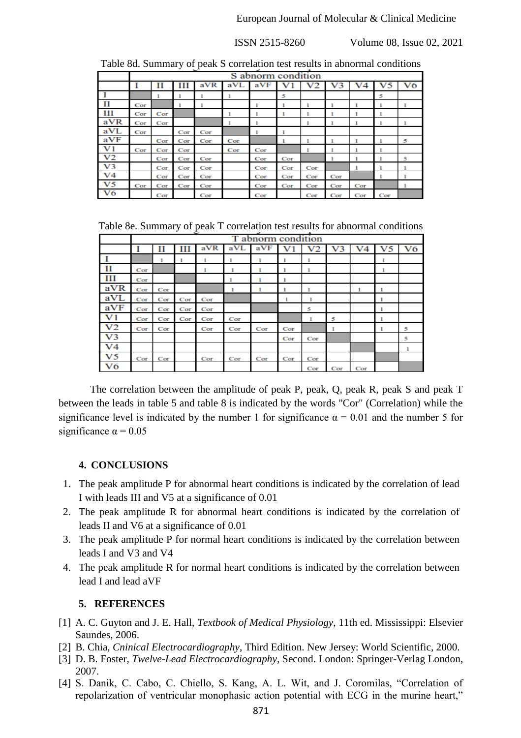Table 8d. Summary of peak S correlation test results in abnormal conditions

| | S abnorm condition | | | | | | | | | | | |
|---|---|---|---|---|---|---|---|---|---|---|---|---|
| | I | II | III | aVR | aVL | aVF | V1 | V2 | V3 | V4 | V5 | V6 |
| I | | 1 | 1 | 1 | 1 | | 5 | | | | 5 | |
| II | Cor | | 1 | 1 | | 1 | 1 | 1 | 1 | 1 | 1 | 1 |
| III | Cor | Cor | | | 1 | 1 | 1 | 1 | 1 | 1 | 1 | |
| aVR | Cor | Cor | | | 1 | 1 | | 1 | 1 | 1 | 1 | 1 |
| aVL | Cor | | Cor | Cor | | 1 | 1 | | | | | |
| aVF | | Cor | Cor | Cor | Cor | | 1 | 1 | 1 | 1 | 1 | 5 |
| V1 | Cor | Cor | Cor | | Cor | Cor | | 1 | 1 | 1 | 1 | |
| V2 | | Cor | Cor | Cor | | Cor | Cor | | 1 | 1 | 1 | 5 |
| V3 | | Cor | Cor | Cor | | Cor | Cor | Cor | | 1 | 1 | 1 |
| V4 | | Cor | Cor | Cor | | Cor | Cor | Cor | Cor | | 1 | 1 |
| V5 | Cor | Cor | Cor | Cor | | Cor | Cor | Cor | Cor | Cor | | 1 |
| V6 | | Cor | | Cor | | Cor | | Cor | Cor | Cor | Cor | |

Table 8e. Summary of peak T correlation test results for abnormal conditions

| | T abnorm condition | | | | | | | | | | | |
|---|---|---|---|---|---|---|---|---|---|---|---|---|
| | I | II | III | aVR | aVL | aVF | V1 | V2 | V3 | V4 | V5 | V6 |
| I | | 1 | 1 | 1 | 1 | 1 | 1 | 1 | | | 1 | |
| II | Cor | | | 1 | 1 | 1 | 1 | 1 | | | 1 | |
| III | Cor | | | | 1 | 1 | 1 | | | | | |
| aVR | Cor | Cor | | | 1 | 1 | 1 | 1 | | 1 | 1 | |
| aVL | Cor | Cor | Cor | Cor | | | 1 | 1 | | | 1 | |
| aVF | Cor | Cor | Cor | Cor | | | | 5 | | | 1 | |
| V1 | Cor | Cor | Cor | Cor | Cor | | | 1 | 5 | | 1 | |
| V2 | Cor | Cor | | Cor | Cor | Cor | Cor | | 1 | | 1 | 5 |
| V3 | | | | | | | Cor | Cor | | | | 5 |
| V4 | | | | | | | | | | | | 1 |
| V5 | Cor | Cor | | Cor | Cor | Cor | Cor | Cor | | | | |
| V6 | | | | | | | | Cor | Cor | Cor | | |

The correlation between the amplitude of peak P, peak, Q, peak R, peak S and peak T between the leads in table 5 and table 8 is indicated by the words "Cor" (Correlation) while the significance level is indicated by the number 1 for significance $\alpha = 0.01$ and the number 5 for significance $\alpha = 0.05$

## 4. CONCLUSIONS

1. The peak amplitude P for abnormal heart conditions is indicated by the correlation of lead I with leads III and V5 at a significance of 0.01
2. The peak amplitude R for abnormal heart conditions is indicated by the correlation of leads II and V6 at a significance of 0.01
3. The peak amplitude P for normal heart conditions is indicated by the correlation between leads I and V3 and V4
4. The peak amplitude R for normal heart conditions is indicated by the correlation between lead I and lead aVF

## 5. REFERENCES

[1] A. C. Guyton and J. E. Hall, *Textbook of Medical Physiology*, 11th ed. Mississippi: Elsevier Saundes, 2006.

[2] B. Chia, *Cninical Electrocardiography*, Third Edition. New Jersey: World Scientific, 2000.

[3] D. B. Foster, *Twelve-Lead Electrocardiography*, Second. London: Springer-Verlag London, 2007.

[4] S. Danik, C. Cabo, C. Chiello, S. Kang, A. L. Wit, and J. Coromilas, "Correlation of repolarization of ventricular monophasic action potential with ECG in the murine heart,"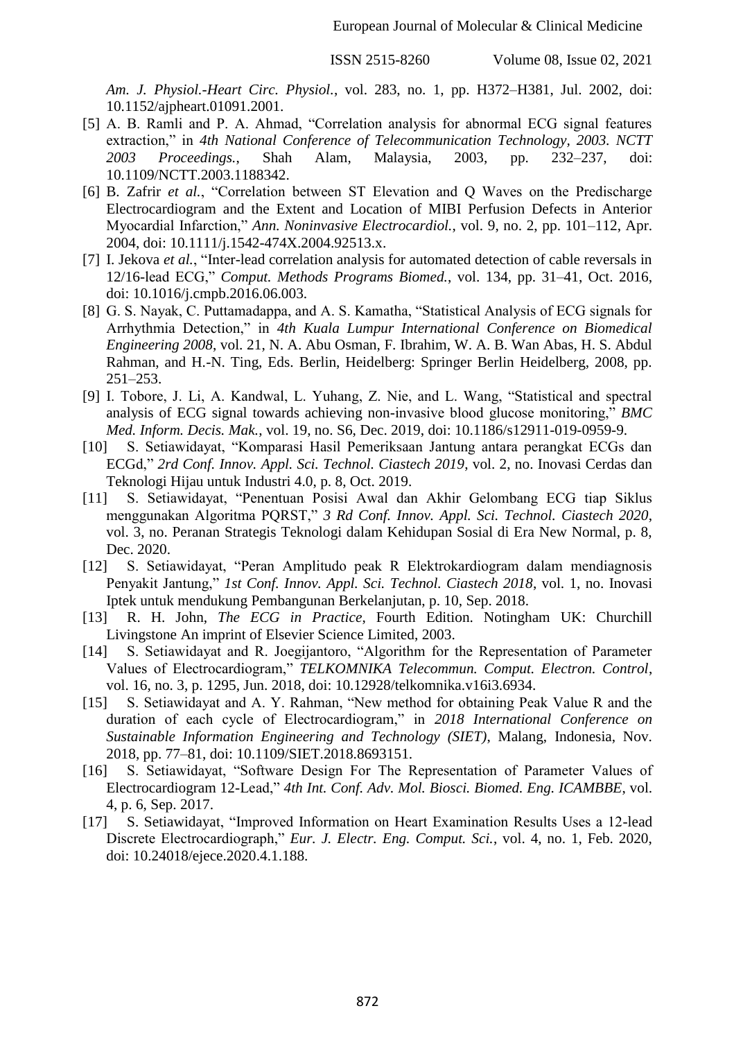*Am. J. Physiol.-Heart Circ. Physiol.*, vol. 283, no. 1, pp. H372–H381, Jul. 2002, doi: 10.1152/ajpheart.01091.2001.

[5] A. B. Ramli and P. A. Ahmad, "Correlation analysis for abnormal ECG signal features extraction," in *4th National Conference of Telecommunication Technology, 2003. NCTT 2003 Proceedings.*, Shah Alam, Malaysia, 2003, pp. 232–237, doi: 10.1109/NCTT.2003.1188342.

[6] B. Zafrir *et al.*, "Correlation between ST Elevation and Q Waves on the Predischarge Electrocardiogram and the Extent and Location of MIBI Perfusion Defects in Anterior Myocardial Infarction," *Ann. Noninvasive Electrocardiol.*, vol. 9, no. 2, pp. 101–112, Apr. 2004, doi: 10.1111/j.1542-474X.2004.92513.x.

[7] I. Jekova *et al.*, "Inter-lead correlation analysis for automated detection of cable reversals in 12/16-lead ECG," *Comput. Methods Programs Biomed.*, vol. 134, pp. 31–41, Oct. 2016, doi: 10.1016/j.cmpb.2016.06.003.

[8] G. S. Nayak, C. Puttamadappa, and A. S. Kamatha, "Statistical Analysis of ECG signals for Arrhythmia Detection," in *4th Kuala Lumpur International Conference on Biomedical Engineering 2008*, vol. 21, N. A. Abu Osman, F. Ibrahim, W. A. B. Wan Abas, H. S. Abdul Rahman, and H.-N. Ting, Eds. Berlin, Heidelberg: Springer Berlin Heidelberg, 2008, pp. 251–253.

[9] I. Tobore, J. Li, A. Kandwal, L. Yuhang, Z. Nie, and L. Wang, "Statistical and spectral analysis of ECG signal towards achieving non-invasive blood glucose monitoring," *BMC Med. Inform. Decis. Mak.*, vol. 19, no. S6, Dec. 2019, doi: 10.1186/s12911-019-0959-9.

[10] S. Setiawidayat, "Komparasi Hasil Pemeriksaan Jantung antara perangkat ECGs dan ECGd," *2rd Conf. Innov. Appl. Sci. Technol. Ciastech 2019*, vol. 2, no. Inovasi Cerdas dan Teknologi Hijau untuk Industri 4.0, p. 8, Oct. 2019.

[11] S. Setiawidayat, "Penentuan Posisi Awal dan Akhir Gelombang ECG tiap Siklus menggunakan Algoritma PQRST," *3 Rd Conf. Innov. Appl. Sci. Technol. Ciastech 2020*, vol. 3, no. Peranan Strategis Teknologi dalam Kehidupan Sosial di Era New Normal, p. 8, Dec. 2020.

[12] S. Setiawidayat, "Peran Amplitudo peak R Elektrokardiogram dalam mendiagnosis Penyakit Jantung," *1st Conf. Innov. Appl. Sci. Technol. Ciastech 2018*, vol. 1, no. Inovasi Iptek untuk mendukung Pembangunan Berkelanjutan, p. 10, Sep. 2018.

[13] R. H. John, *The ECG in Practice*, Fourth Edition. Notingham UK: Churchill Livingstone An imprint of Elsevier Science Limited, 2003.

[14] S. Setiawidayat and R. Joegijantoro, "Algorithm for the Representation of Parameter Values of Electrocardiogram," *TELKOMNIKA Telecommun. Comput. Electron. Control*, vol. 16, no. 3, p. 1295, Jun. 2018, doi: 10.12928/telkomnika.v16i3.6934.

[15] S. Setiawidayat and A. Y. Rahman, "New method for obtaining Peak Value R and the duration of each cycle of Electrocardiogram," in *2018 International Conference on Sustainable Information Engineering and Technology (SIET)*, Malang, Indonesia, Nov. 2018, pp. 77–81, doi: 10.1109/SIET.2018.8693151.

[16] S. Setiawidayat, "Software Design For The Representation of Parameter Values of Electrocardiogram 12-Lead," *4th Int. Conf. Adv. Mol. Biosci. Biomed. Eng. ICAMBBE*, vol. 4, p. 6, Sep. 2017.

[17] S. Setiawidayat, "Improved Information on Heart Examination Results Uses a 12-lead Discrete Electrocardiograph," *Eur. J. Electr. Eng. Comput. Sci.*, vol. 4, no. 1, Feb. 2020, doi: 10.24018/ejece.2020.4.1.188.